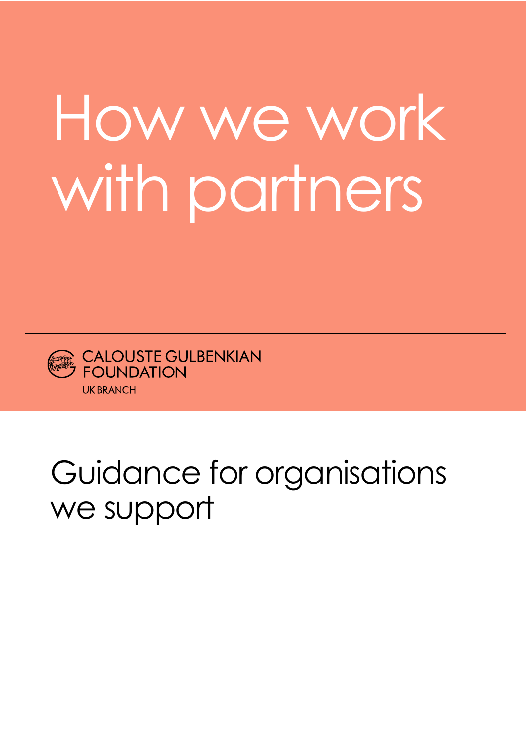# How we work with partners

CALOUSTE GULBENKIAN FOUNDATION
UK BRANCH

## Guidance for organisations we support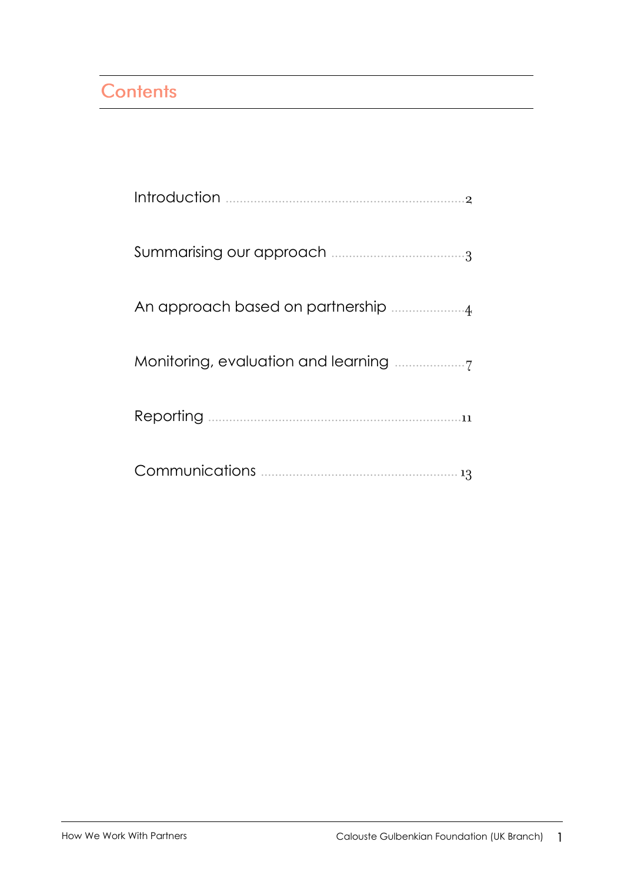# Contents

Introduction .......... 2

Summarising our approach .......... 3

An approach based on partnership .......... 4

Monitoring, evaluation and learning .......... 7

Reporting .......... 11

Communications .......... 13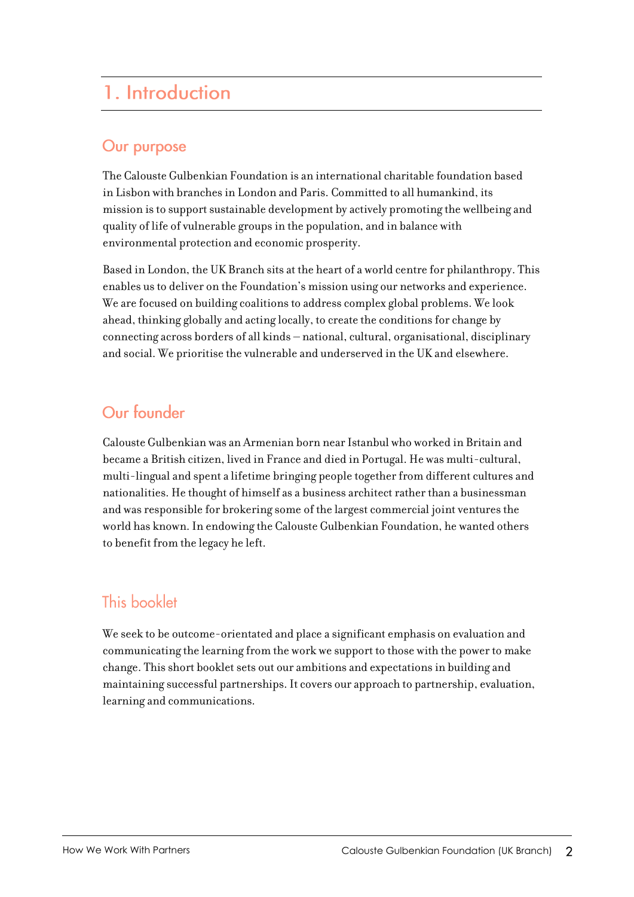# 1. Introduction

## Our purpose

The Calouste Gulbenkian Foundation is an international charitable foundation based in Lisbon with branches in London and Paris. Committed to all humankind, its mission is to support sustainable development by actively promoting the wellbeing and quality of life of vulnerable groups in the population, and in balance with environmental protection and economic prosperity.

Based in London, the UK Branch sits at the heart of a world centre for philanthropy. This enables us to deliver on the Foundation's mission using our networks and experience. We are focused on building coalitions to address complex global problems. We look ahead, thinking globally and acting locally, to create the conditions for change by connecting across borders of all kinds – national, cultural, organisational, disciplinary and social. We prioritise the vulnerable and underserved in the UK and elsewhere.

## Our founder

Calouste Gulbenkian was an Armenian born near Istanbul who worked in Britain and became a British citizen, lived in France and died in Portugal. He was multi-cultural, multi-lingual and spent a lifetime bringing people together from different cultures and nationalities. He thought of himself as a business architect rather than a businessman and was responsible for brokering some of the largest commercial joint ventures the world has known. In endowing the Calouste Gulbenkian Foundation, he wanted others to benefit from the legacy he left.

## This booklet

We seek to be outcome-orientated and place a significant emphasis on evaluation and communicating the learning from the work we support to those with the power to make change. This short booklet sets out our ambitions and expectations in building and maintaining successful partnerships. It covers our approach to partnership, evaluation, learning and communications.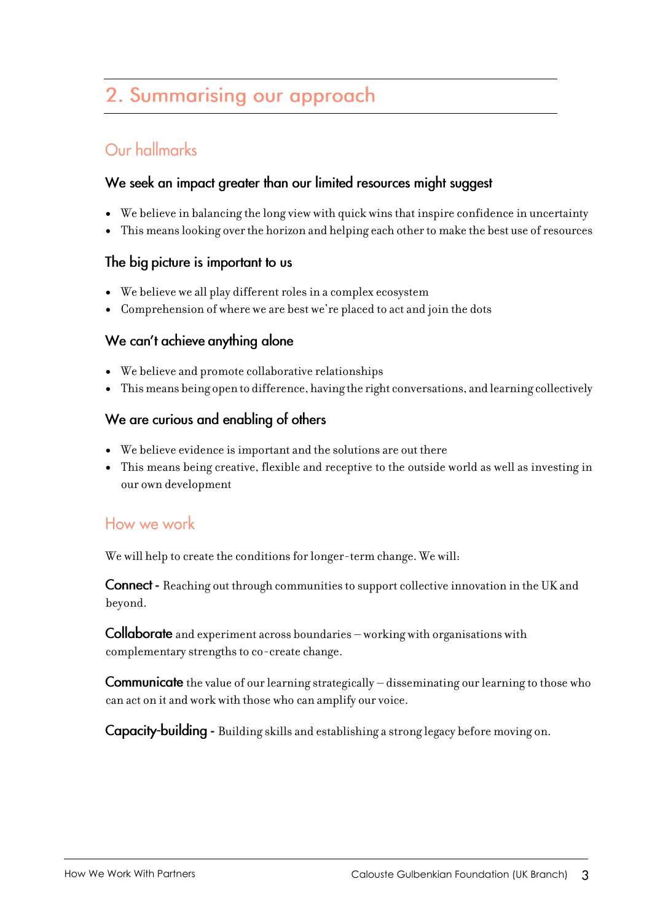## 2. Summarising our approach

### Our hallmarks

#### We seek an impact greater than our limited resources might suggest

- We believe in balancing the long view with quick wins that inspire confidence in uncertainty
- This means looking over the horizon and helping each other to make the best use of resources

#### The big picture is important to us

- We believe we all play different roles in a complex ecosystem
- Comprehension of where we are best we're placed to act and join the dots

#### We can't achieve anything alone

- We believe and promote collaborative relationships
- This means being open to difference, having the right conversations, and learning collectively

#### We are curious and enabling of others

- We believe evidence is important and the solutions are out there
- This means being creative, flexible and receptive to the outside world as well as investing in our own development

### How we work

We will help to create the conditions for longer-term change. We will:

**Connect** - Reaching out through communities to support collective innovation in the UK and beyond.

**Collaborate** and experiment across boundaries – working with organisations with complementary strengths to co-create change.

**Communicate** the value of our learning strategically – disseminating our learning to those who can act on it and work with those who can amplify our voice.

**Capacity-building** - Building skills and establishing a strong legacy before moving on.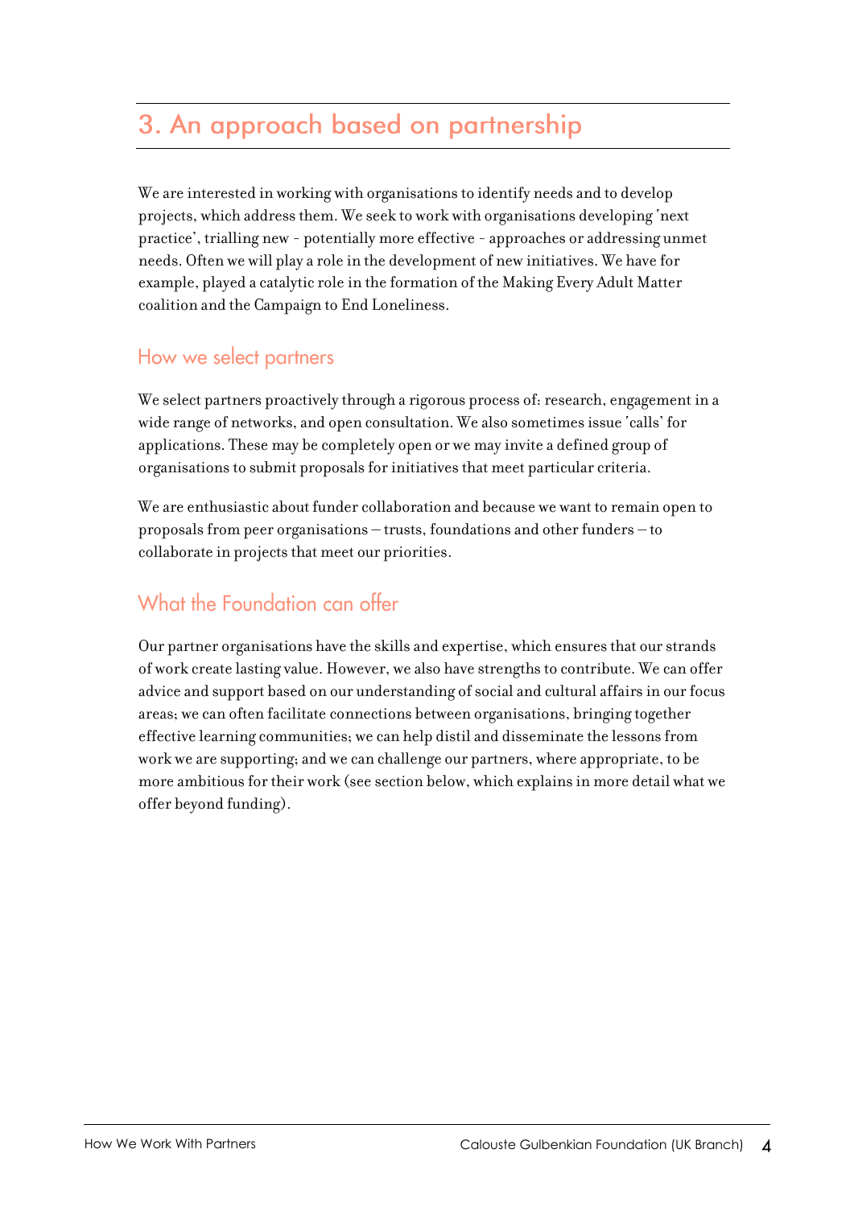## 3. An approach based on partnership

We are interested in working with organisations to identify needs and to develop projects, which address them. We seek to work with organisations developing 'next practice', trialling new - potentially more effective - approaches or addressing unmet needs. Often we will play a role in the development of new initiatives. We have for example, played a catalytic role in the formation of the Making Every Adult Matter coalition and the Campaign to End Loneliness.

### How we select partners

We select partners proactively through a rigorous process of: research, engagement in a wide range of networks, and open consultation. We also sometimes issue 'calls' for applications. These may be completely open or we may invite a defined group of organisations to submit proposals for initiatives that meet particular criteria.

We are enthusiastic about funder collaboration and because we want to remain open to proposals from peer organisations – trusts, foundations and other funders – to collaborate in projects that meet our priorities.

### What the Foundation can offer

Our partner organisations have the skills and expertise, which ensures that our strands of work create lasting value. However, we also have strengths to contribute. We can offer advice and support based on our understanding of social and cultural affairs in our focus areas; we can often facilitate connections between organisations, bringing together effective learning communities; we can help distil and disseminate the lessons from work we are supporting; and we can challenge our partners, where appropriate, to be more ambitious for their work (see section below, which explains in more detail what we offer beyond funding).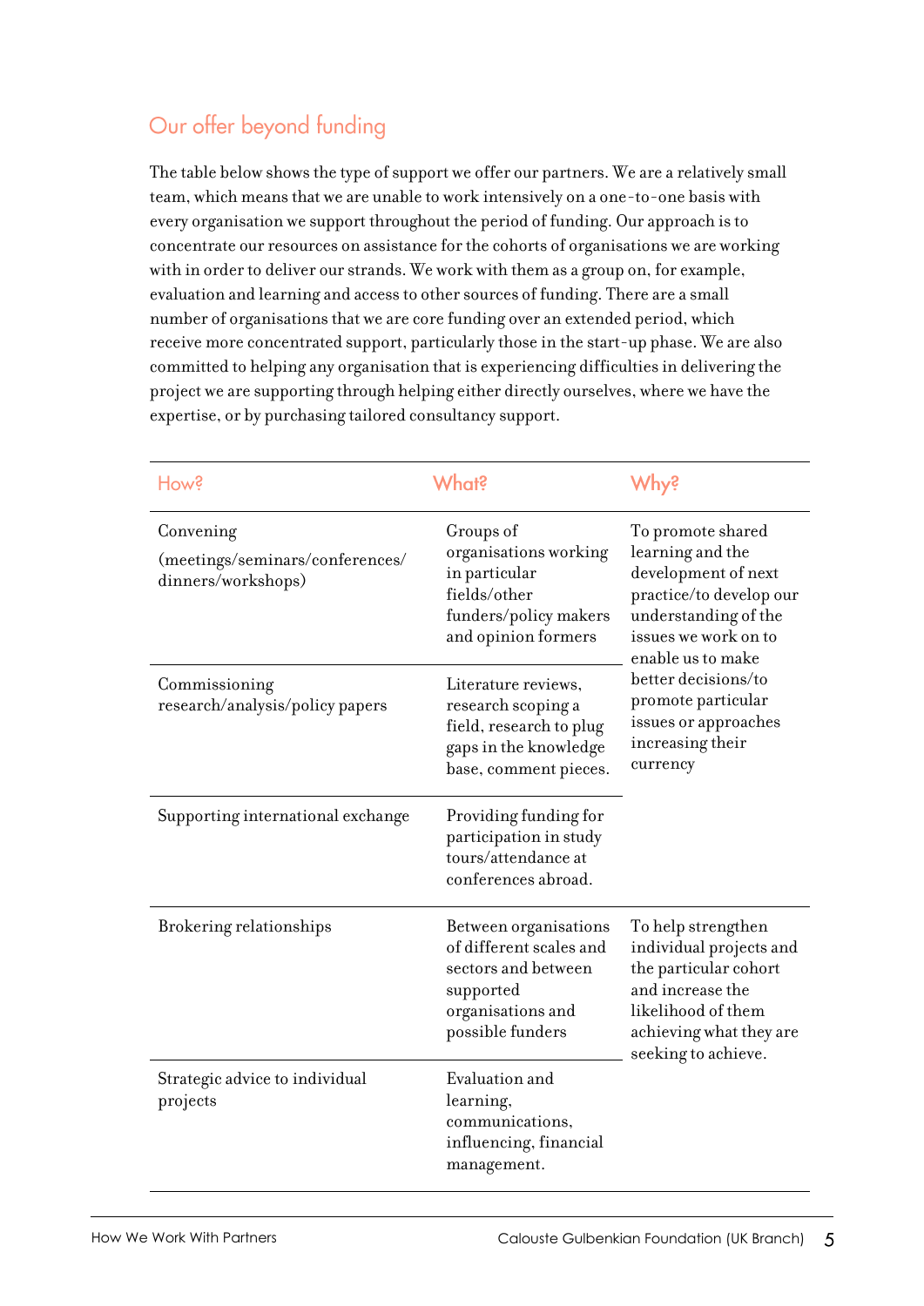## Our offer beyond funding

The table below shows the type of support we offer our partners. We are a relatively small team, which means that we are unable to work intensively on a one-to-one basis with every organisation we support throughout the period of funding. Our approach is to concentrate our resources on assistance for the cohorts of organisations we are working with in order to deliver our strands. We work with them as a group on, for example, evaluation and learning and access to other sources of funding. There are a small number of organisations that we are core funding over an extended period, which receive more concentrated support, particularly those in the start-up phase. We are also committed to helping any organisation that is experiencing difficulties in delivering the project we are supporting through helping either directly ourselves, where we have the expertise, or by purchasing tailored consultancy support.

| How? | What? | Why? |
|---|---|---|
| Convening (meetings/seminars/conferences/dinners/workshops) | Groups of organisations working in particular fields/other funders/policy makers and opinion formers | To promote shared learning and the development of next practice/to develop our understanding of the issues we work on to enable us to make better decisions/to promote particular issues or approaches increasing their currency |
| Commissioning research/analysis/policy papers | Literature reviews, research scoping a field, research to plug gaps in the knowledge base, comment pieces. | |
| Supporting international exchange | Providing funding for participation in study tours/attendance at conferences abroad. | |
| Brokering relationships | Between organisations of different scales and sectors and between supported organisations and possible funders | To help strengthen individual projects and the particular cohort and increase the likelihood of them achieving what they are seeking to achieve. |
| Strategic advice to individual projects | Evaluation and learning, communications, influencing, financial management. | |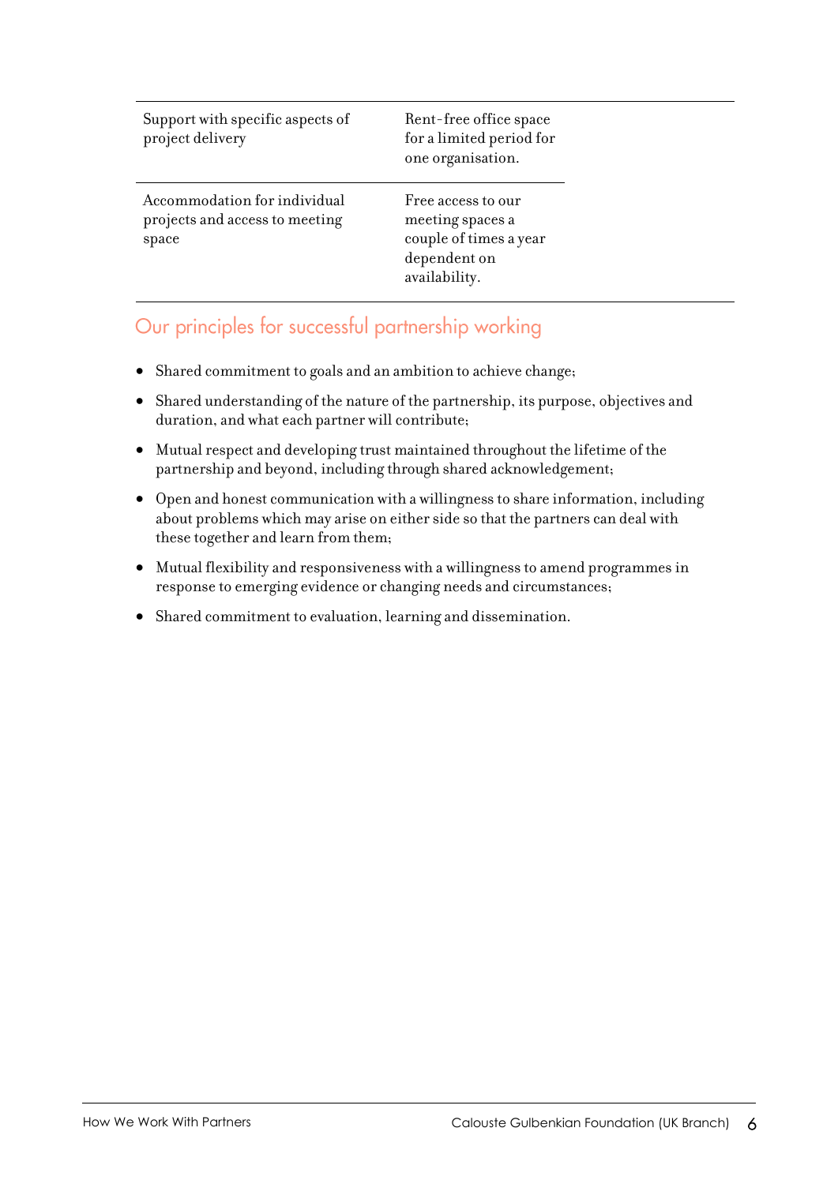| | |
|---|---|
| Support with specific aspects of project delivery | Rent-free office space for a limited period for one organisation. |
| Accommodation for individual projects and access to meeting space | Free access to our meeting spaces a couple of times a year dependent on availability. |

## Our principles for successful partnership working

- Shared commitment to goals and an ambition to achieve change;
- Shared understanding of the nature of the partnership, its purpose, objectives and duration, and what each partner will contribute;
- Mutual respect and developing trust maintained throughout the lifetime of the partnership and beyond, including through shared acknowledgement;
- Open and honest communication with a willingness to share information, including about problems which may arise on either side so that the partners can deal with these together and learn from them;
- Mutual flexibility and responsiveness with a willingness to amend programmes in response to emerging evidence or changing needs and circumstances;
- Shared commitment to evaluation, learning and dissemination.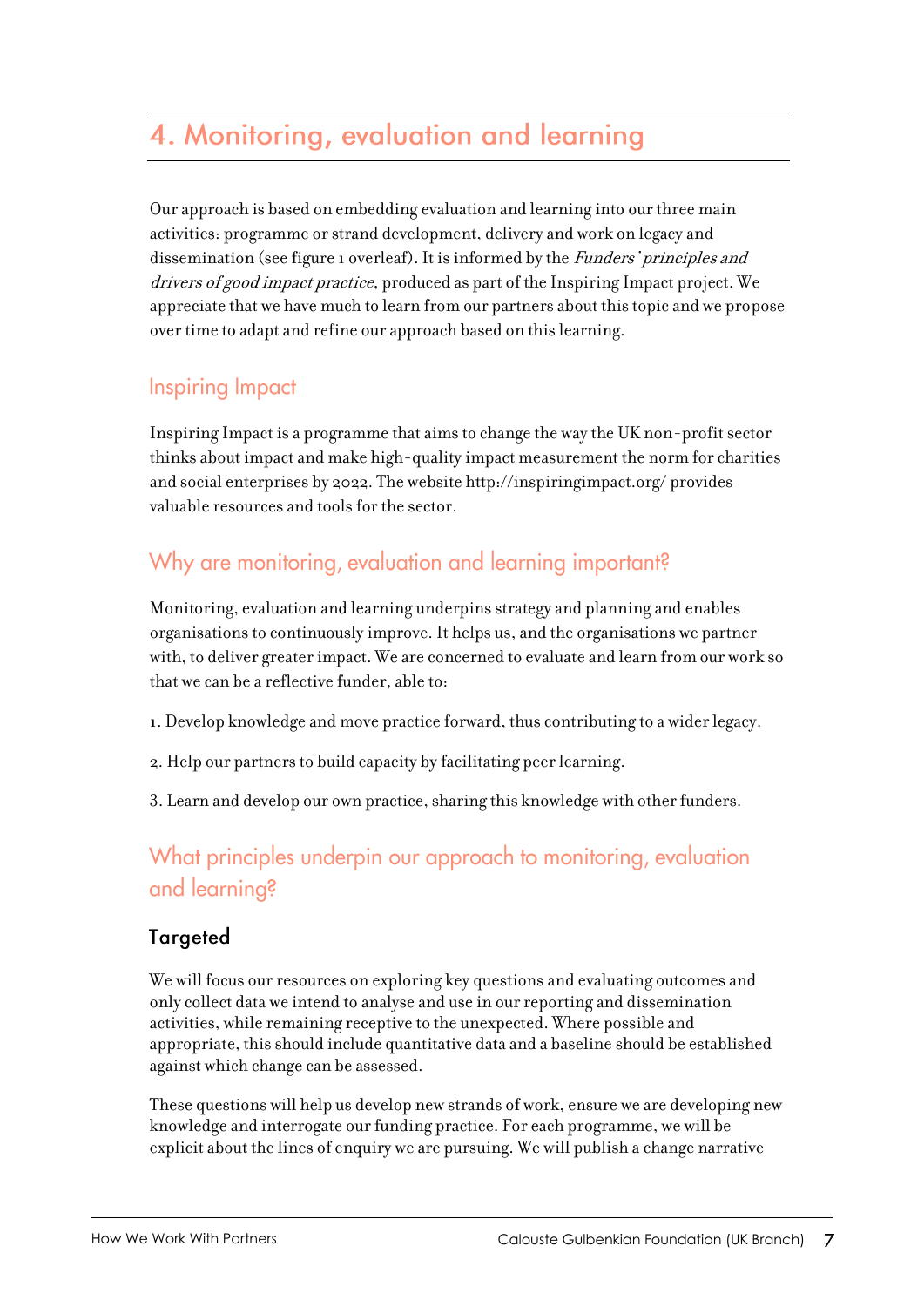# 4. Monitoring, evaluation and learning

Our approach is based on embedding evaluation and learning into our three main activities: programme or strand development, delivery and work on legacy and dissemination (see figure 1 overleaf). It is informed by the *Funders' principles and drivers of good impact practice*, produced as part of the Inspiring Impact project. We appreciate that we have much to learn from our partners about this topic and we propose over time to adapt and refine our approach based on this learning.

## Inspiring Impact

Inspiring Impact is a programme that aims to change the way the UK non-profit sector thinks about impact and make high-quality impact measurement the norm for charities and social enterprises by 2022. The website http://inspiringimpact.org/ provides valuable resources and tools for the sector.

## Why are monitoring, evaluation and learning important?

Monitoring, evaluation and learning underpins strategy and planning and enables organisations to continuously improve. It helps us, and the organisations we partner with, to deliver greater impact. We are concerned to evaluate and learn from our work so that we can be a reflective funder, able to:

1. Develop knowledge and move practice forward, thus contributing to a wider legacy.

2. Help our partners to build capacity by facilitating peer learning.

3. Learn and develop our own practice, sharing this knowledge with other funders.

## What principles underpin our approach to monitoring, evaluation and learning?

### Targeted

We will focus our resources on exploring key questions and evaluating outcomes and only collect data we intend to analyse and use in our reporting and dissemination activities, while remaining receptive to the unexpected. Where possible and appropriate, this should include quantitative data and a baseline should be established against which change can be assessed.

These questions will help us develop new strands of work, ensure we are developing new knowledge and interrogate our funding practice. For each programme, we will be explicit about the lines of enquiry we are pursuing. We will publish a change narrative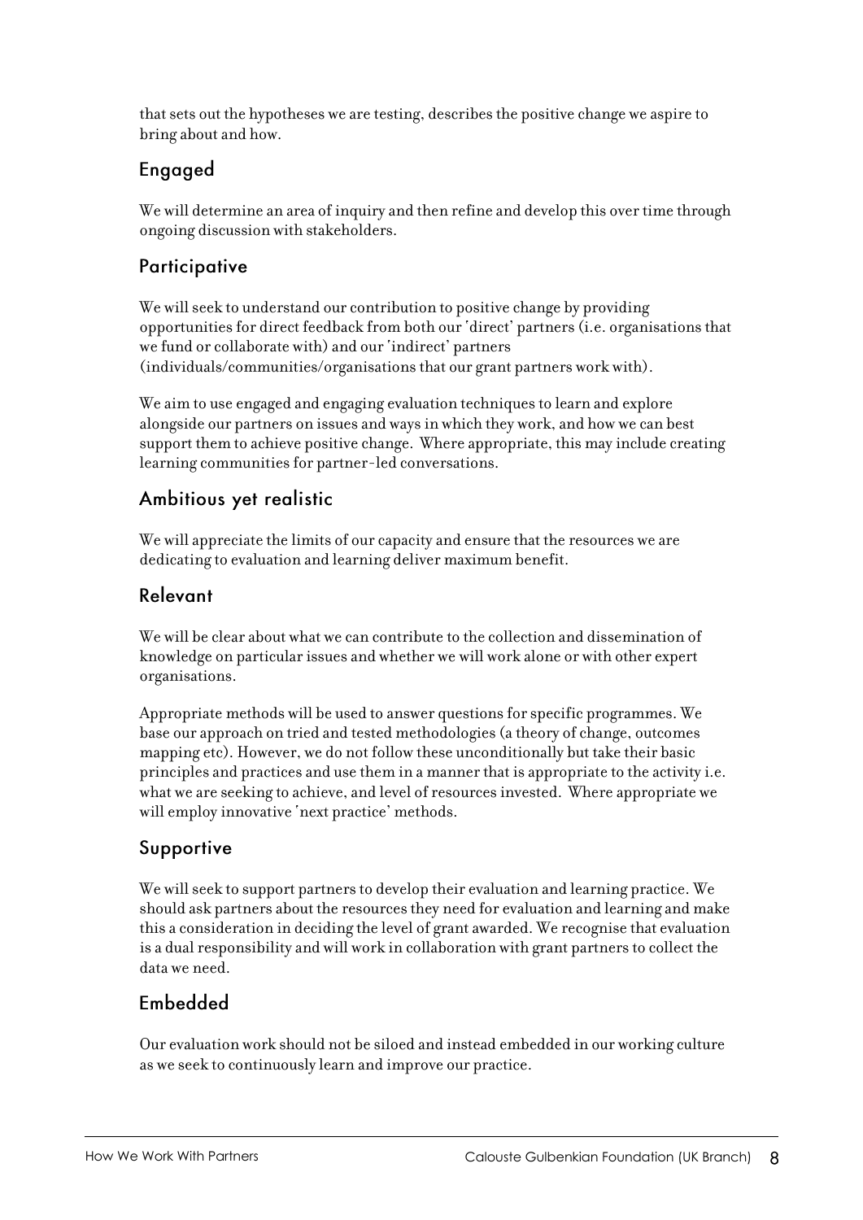that sets out the hypotheses we are testing, describes the positive change we aspire to bring about and how.

### Engaged

We will determine an area of inquiry and then refine and develop this over time through ongoing discussion with stakeholders.

### Participative

We will seek to understand our contribution to positive change by providing opportunities for direct feedback from both our 'direct' partners (i.e. organisations that we fund or collaborate with) and our 'indirect' partners (individuals/communities/organisations that our grant partners work with).

We aim to use engaged and engaging evaluation techniques to learn and explore alongside our partners on issues and ways in which they work, and how we can best support them to achieve positive change. Where appropriate, this may include creating learning communities for partner-led conversations.

### Ambitious yet realistic

We will appreciate the limits of our capacity and ensure that the resources we are dedicating to evaluation and learning deliver maximum benefit.

### Relevant

We will be clear about what we can contribute to the collection and dissemination of knowledge on particular issues and whether we will work alone or with other expert organisations.

Appropriate methods will be used to answer questions for specific programmes. We base our approach on tried and tested methodologies (a theory of change, outcomes mapping etc). However, we do not follow these unconditionally but take their basic principles and practices and use them in a manner that is appropriate to the activity i.e. what we are seeking to achieve, and level of resources invested. Where appropriate we will employ innovative 'next practice' methods.

### Supportive

We will seek to support partners to develop their evaluation and learning practice. We should ask partners about the resources they need for evaluation and learning and make this a consideration in deciding the level of grant awarded. We recognise that evaluation is a dual responsibility and will work in collaboration with grant partners to collect the data we need.

### Embedded

Our evaluation work should not be siloed and instead embedded in our working culture as we seek to continuously learn and improve our practice.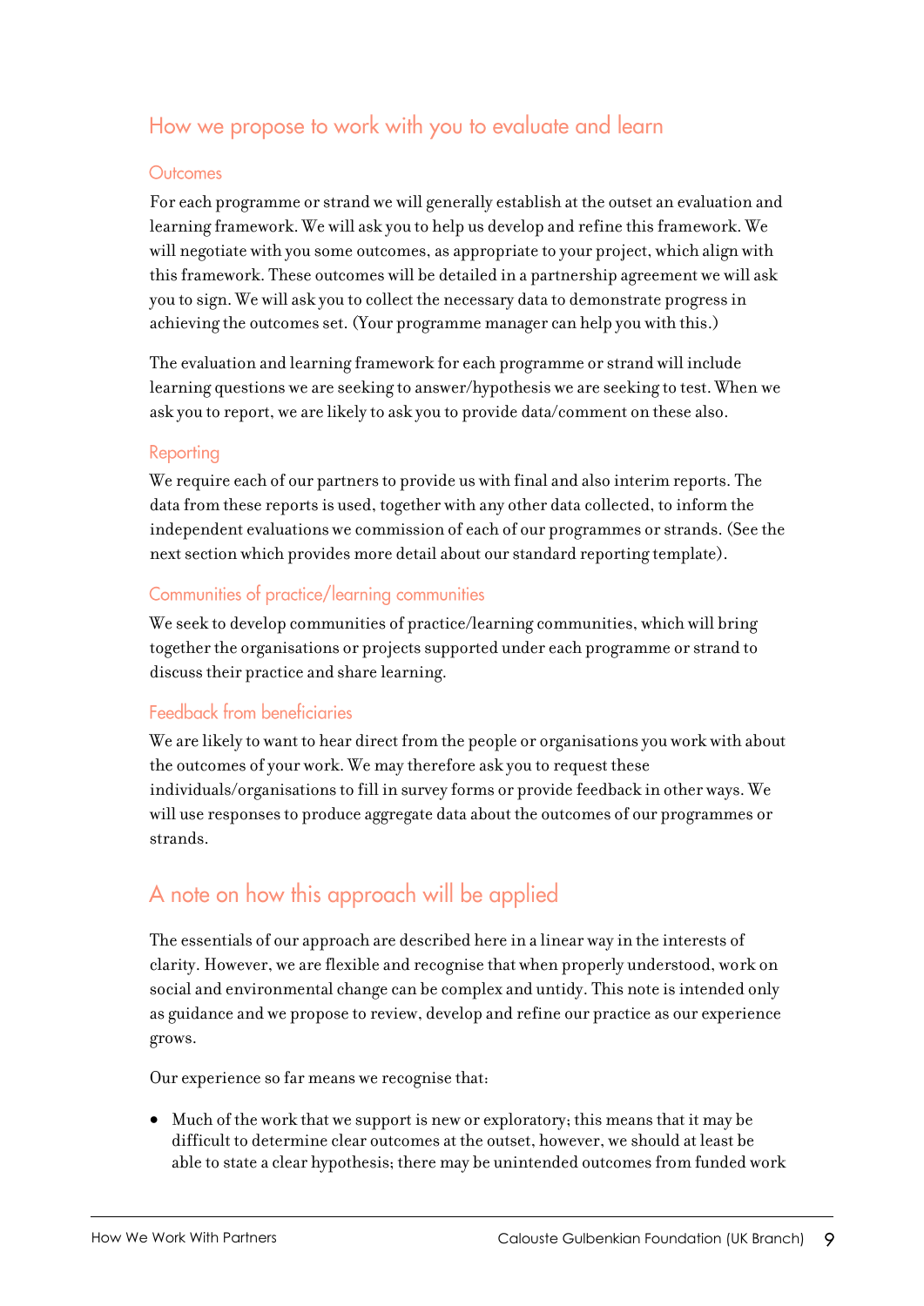## How we propose to work with you to evaluate and learn

### Outcomes

For each programme or strand we will generally establish at the outset an evaluation and learning framework. We will ask you to help us develop and refine this framework. We will negotiate with you some outcomes, as appropriate to your project, which align with this framework. These outcomes will be detailed in a partnership agreement we will ask you to sign. We will ask you to collect the necessary data to demonstrate progress in achieving the outcomes set. (Your programme manager can help you with this.)

The evaluation and learning framework for each programme or strand will include learning questions we are seeking to answer/hypothesis we are seeking to test. When we ask you to report, we are likely to ask you to provide data/comment on these also.

### Reporting

We require each of our partners to provide us with final and also interim reports. The data from these reports is used, together with any other data collected, to inform the independent evaluations we commission of each of our programmes or strands. (See the next section which provides more detail about our standard reporting template).

### Communities of practice/learning communities

We seek to develop communities of practice/learning communities, which will bring together the organisations or projects supported under each programme or strand to discuss their practice and share learning.

### Feedback from beneficiaries

We are likely to want to hear direct from the people or organisations you work with about the outcomes of your work. We may therefore ask you to request these individuals/organisations to fill in survey forms or provide feedback in other ways. We will use responses to produce aggregate data about the outcomes of our programmes or strands.

## A note on how this approach will be applied

The essentials of our approach are described here in a linear way in the interests of clarity. However, we are flexible and recognise that when properly understood, work on social and environmental change can be complex and untidy. This note is intended only as guidance and we propose to review, develop and refine our practice as our experience grows.

Our experience so far means we recognise that:

- Much of the work that we support is new or exploratory; this means that it may be difficult to determine clear outcomes at the outset, however, we should at least be able to state a clear hypothesis; there may be unintended outcomes from funded work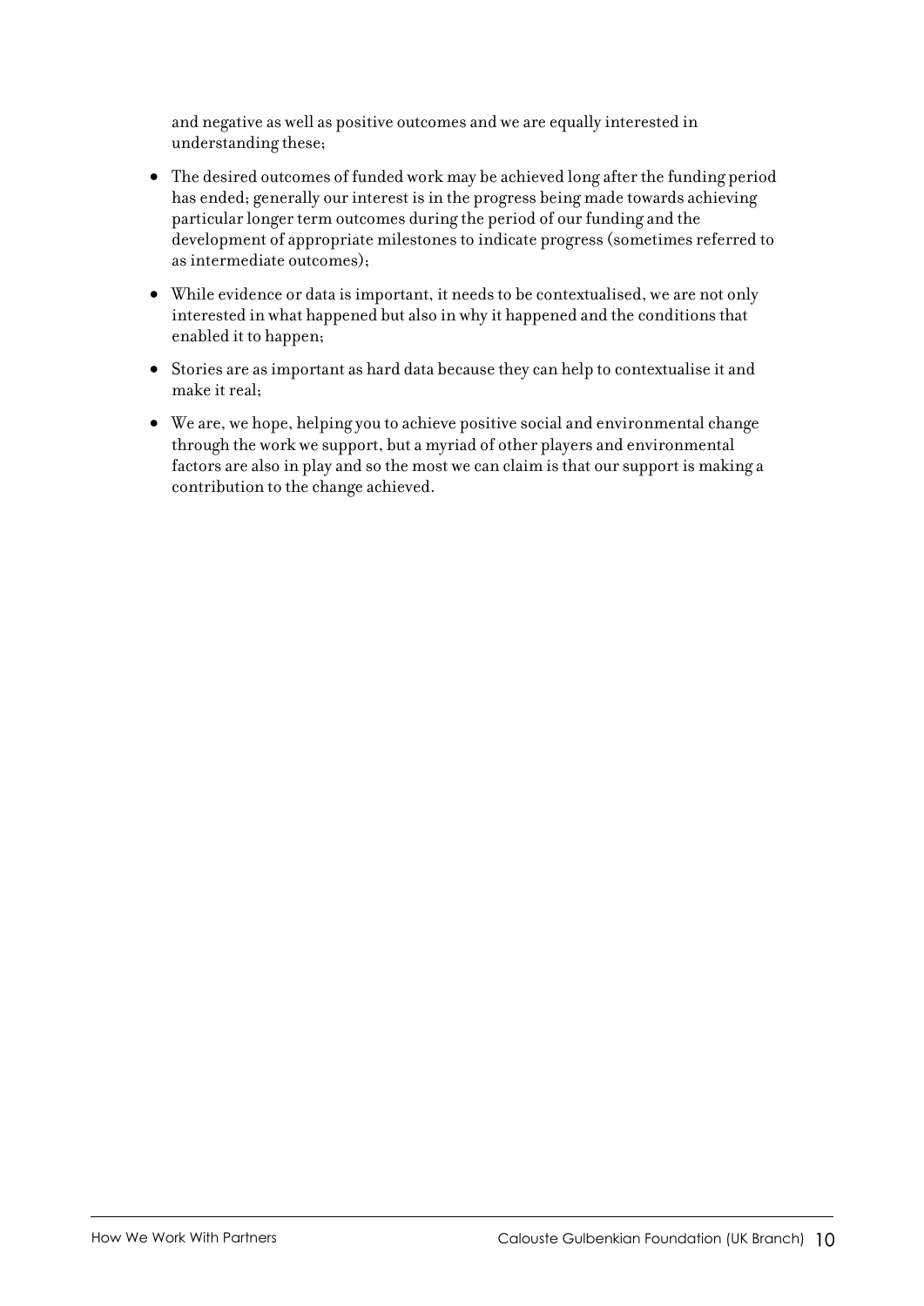and negative as well as positive outcomes and we are equally interested in understanding these;

- The desired outcomes of funded work may be achieved long after the funding period has ended; generally our interest is in the progress being made towards achieving particular longer term outcomes during the period of our funding and the development of appropriate milestones to indicate progress (sometimes referred to as intermediate outcomes);
- While evidence or data is important, it needs to be contextualised, we are not only interested in what happened but also in why it happened and the conditions that enabled it to happen;
- Stories are as important as hard data because they can help to contextualise it and make it real;
- We are, we hope, helping you to achieve positive social and environmental change through the work we support, but a myriad of other players and environmental factors are also in play and so the most we can claim is that our support is making a contribution to the change achieved.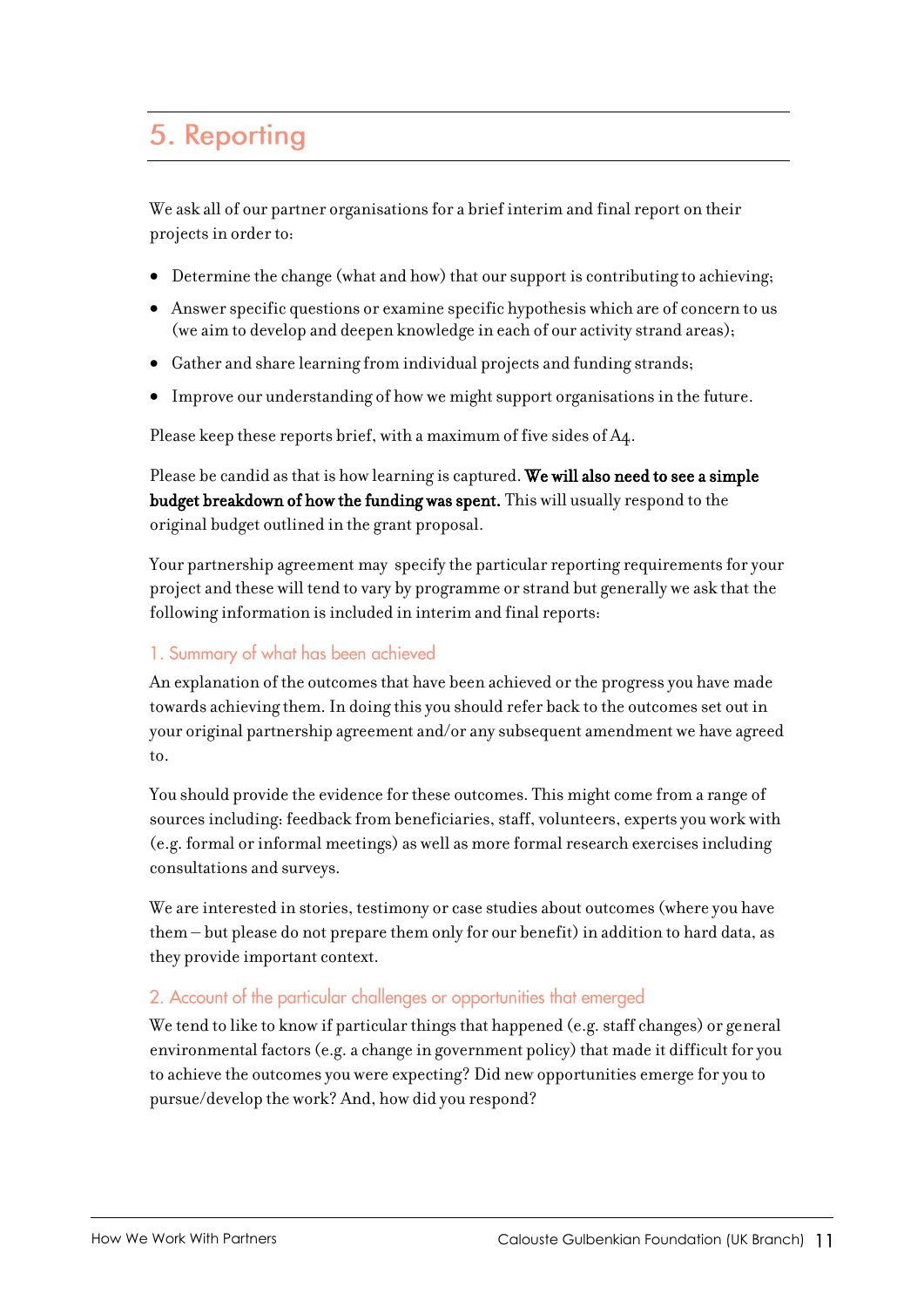# 5. Reporting

We ask all of our partner organisations for a brief interim and final report on their projects in order to:

- Determine the change (what and how) that our support is contributing to achieving;
- Answer specific questions or examine specific hypothesis which are of concern to us (we aim to develop and deepen knowledge in each of our activity strand areas);
- Gather and share learning from individual projects and funding strands;
- Improve our understanding of how we might support organisations in the future.

Please keep these reports brief, with a maximum of five sides of A4.

Please be candid as that is how learning is captured. **We will also need to see a simple budget breakdown of how the funding was spent.** This will usually respond to the original budget outlined in the grant proposal.

Your partnership agreement may specify the particular reporting requirements for your project and these will tend to vary by programme or strand but generally we ask that the following information is included in interim and final reports:

## 1. Summary of what has been achieved

An explanation of the outcomes that have been achieved or the progress you have made towards achieving them. In doing this you should refer back to the outcomes set out in your original partnership agreement and/or any subsequent amendment we have agreed to.

You should provide the evidence for these outcomes. This might come from a range of sources including: feedback from beneficiaries, staff, volunteers, experts you work with (e.g. formal or informal meetings) as well as more formal research exercises including consultations and surveys.

We are interested in stories, testimony or case studies about outcomes (where you have them – but please do not prepare them only for our benefit) in addition to hard data, as they provide important context.

## 2. Account of the particular challenges or opportunities that emerged

We tend to like to know if particular things that happened (e.g. staff changes) or general environmental factors (e.g. a change in government policy) that made it difficult for you to achieve the outcomes you were expecting? Did new opportunities emerge for you to pursue/develop the work? And, how did you respond?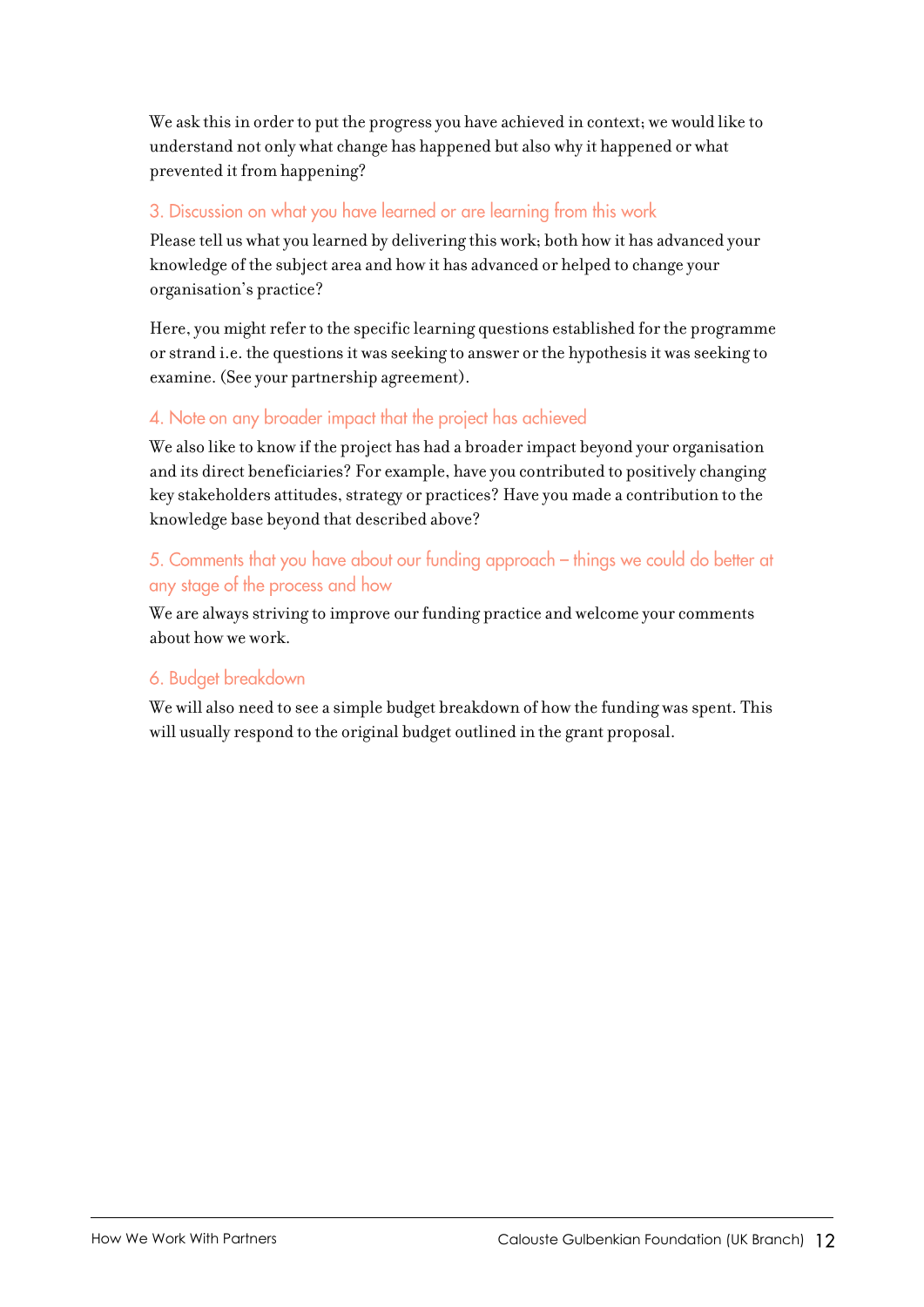We ask this in order to put the progress you have achieved in context; we would like to understand not only what change has happened but also why it happened or what prevented it from happening?

### 3. Discussion on what you have learned or are learning from this work

Please tell us what you learned by delivering this work; both how it has advanced your knowledge of the subject area and how it has advanced or helped to change your organisation's practice?

Here, you might refer to the specific learning questions established for the programme or strand i.e. the questions it was seeking to answer or the hypothesis it was seeking to examine. (See your partnership agreement).

### 4. Note on any broader impact that the project has achieved

We also like to know if the project has had a broader impact beyond your organisation and its direct beneficiaries? For example, have you contributed to positively changing key stakeholders attitudes, strategy or practices? Have you made a contribution to the knowledge base beyond that described above?

### 5. Comments that you have about our funding approach – things we could do better at any stage of the process and how

We are always striving to improve our funding practice and welcome your comments about how we work.

### 6. Budget breakdown

We will also need to see a simple budget breakdown of how the funding was spent. This will usually respond to the original budget outlined in the grant proposal.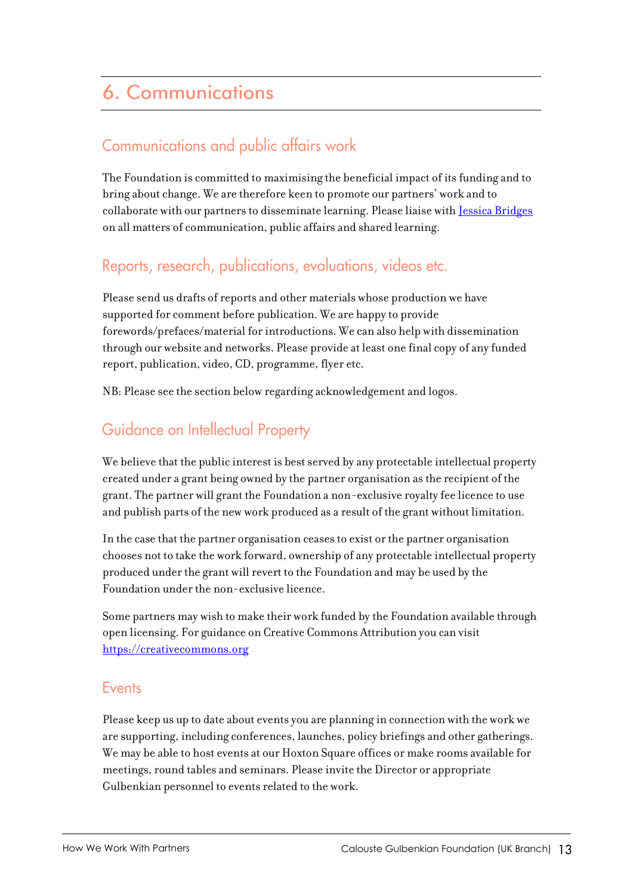# 6. Communications

## Communications and public affairs work

The Foundation is committed to maximising the beneficial impact of its funding and to bring about change. We are therefore keen to promote our partners' work and to collaborate with our partners to disseminate learning. Please liaise with Jessica Bridges on all matters of communication, public affairs and shared learning.

## Reports, research, publications, evaluations, videos etc.

Please send us drafts of reports and other materials whose production we have supported for comment before publication. We are happy to provide forewords/prefaces/material for introductions. We can also help with dissemination through our website and networks. Please provide at least one final copy of any funded report, publication, video, CD, programme, flyer etc.

NB: Please see the section below regarding acknowledgement and logos.

## Guidance on Intellectual Property

We believe that the public interest is best served by any protectable intellectual property created under a grant being owned by the partner organisation as the recipient of the grant. The partner will grant the Foundation a non-exclusive royalty fee licence to use and publish parts of the new work produced as a result of the grant without limitation.

In the case that the partner organisation ceases to exist or the partner organisation chooses not to take the work forward, ownership of any protectable intellectual property produced under the grant will revert to the Foundation and may be used by the Foundation under the non-exclusive licence.

Some partners may wish to make their work funded by the Foundation available through open licensing. For guidance on Creative Commons Attribution you can visit https://creativecommons.org

## Events

Please keep us up to date about events you are planning in connection with the work we are supporting, including conferences, launches, policy briefings and other gatherings. We may be able to host events at our Hoxton Square offices or make rooms available for meetings, round tables and seminars. Please invite the Director or appropriate Gulbenkian personnel to events related to the work.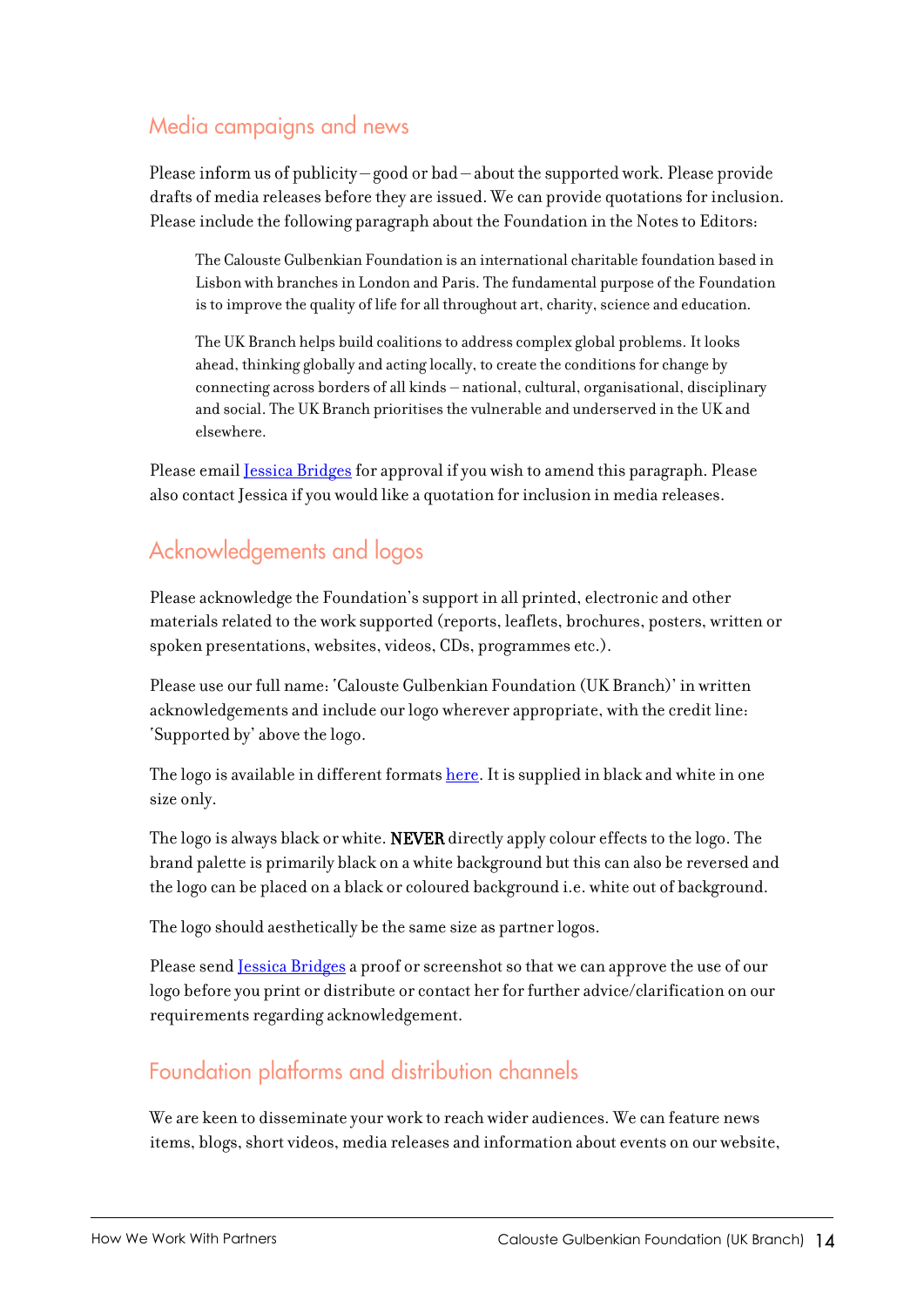## Media campaigns and news

Please inform us of publicity – good or bad – about the supported work. Please provide drafts of media releases before they are issued. We can provide quotations for inclusion. Please include the following paragraph about the Foundation in the Notes to Editors:

> The Calouste Gulbenkian Foundation is an international charitable foundation based in Lisbon with branches in London and Paris. The fundamental purpose of the Foundation is to improve the quality of life for all throughout art, charity, science and education.
>
> The UK Branch helps build coalitions to address complex global problems. It looks ahead, thinking globally and acting locally, to create the conditions for change by connecting across borders of all kinds – national, cultural, organisational, disciplinary and social. The UK Branch prioritises the vulnerable and underserved in the UK and elsewhere.

Please email Jessica Bridges for approval if you wish to amend this paragraph. Please also contact Jessica if you would like a quotation for inclusion in media releases.

## Acknowledgements and logos

Please acknowledge the Foundation's support in all printed, electronic and other materials related to the work supported (reports, leaflets, brochures, posters, written or spoken presentations, websites, videos, CDs, programmes etc.).

Please use our full name: 'Calouste Gulbenkian Foundation (UK Branch)' in written acknowledgements and include our logo wherever appropriate, with the credit line: 'Supported by' above the logo.

The logo is available in different formats here. It is supplied in black and white in one size only.

The logo is always black or white. **NEVER** directly apply colour effects to the logo. The brand palette is primarily black on a white background but this can also be reversed and the logo can be placed on a black or coloured background i.e. white out of background.

The logo should aesthetically be the same size as partner logos.

Please send Jessica Bridges a proof or screenshot so that we can approve the use of our logo before you print or distribute or contact her for further advice/clarification on our requirements regarding acknowledgement.

## Foundation platforms and distribution channels

We are keen to disseminate your work to reach wider audiences. We can feature news items, blogs, short videos, media releases and information about events on our website,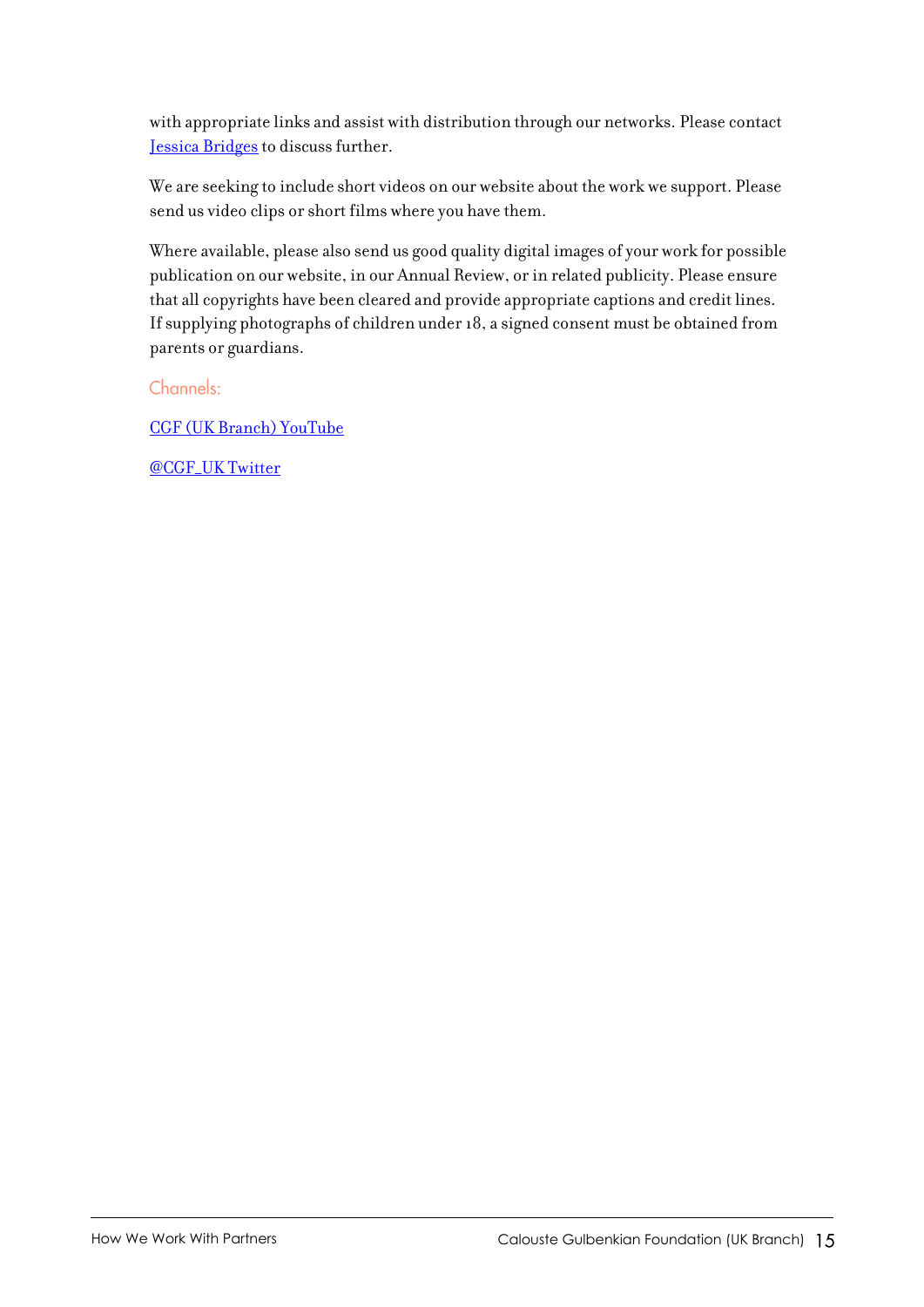with appropriate links and assist with distribution through our networks. Please contact [Jessica Bridges] to discuss further.

We are seeking to include short videos on our website about the work we support. Please send us video clips or short films where you have them.

Where available, please also send us good quality digital images of your work for possible publication on our website, in our Annual Review, or in related publicity. Please ensure that all copyrights have been cleared and provide appropriate captions and credit lines. If supplying photographs of children under 18, a signed consent must be obtained from parents or guardians.

### Channels:

CGF (UK Branch) YouTube

@CGF_UK Twitter